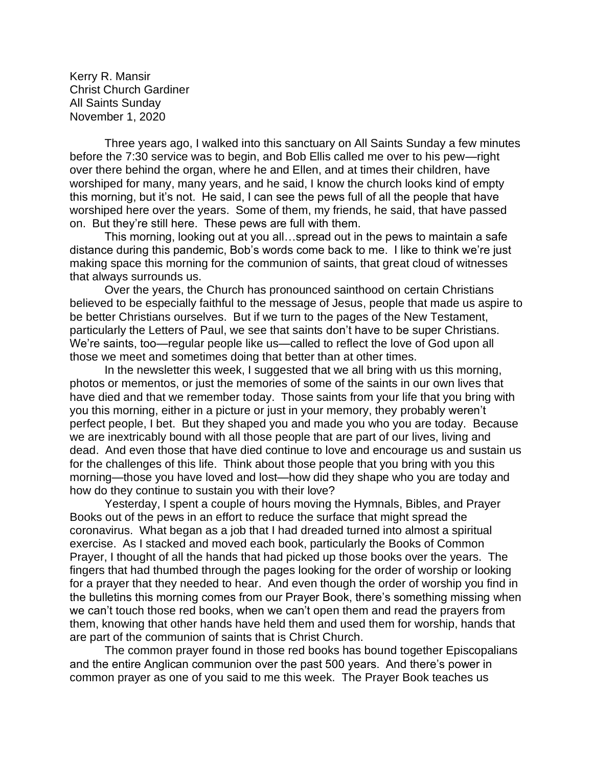Kerry R. Mansir
Christ Church Gardiner
All Saints Sunday
November 1, 2020

Three years ago, I walked into this sanctuary on All Saints Sunday a few minutes before the 7:30 service was to begin, and Bob Ellis called me over to his pew—right over there behind the organ, where he and Ellen, and at times their children, have worshiped for many, many years, and he said, I know the church looks kind of empty this morning, but it's not. He said, I can see the pews full of all the people that have worshiped here over the years. Some of them, my friends, he said, that have passed on. But they're still here. These pews are full with them.

This morning, looking out at you all…spread out in the pews to maintain a safe distance during this pandemic, Bob's words come back to me. I like to think we're just making space this morning for the communion of saints, that great cloud of witnesses that always surrounds us.

Over the years, the Church has pronounced sainthood on certain Christians believed to be especially faithful to the message of Jesus, people that made us aspire to be better Christians ourselves. But if we turn to the pages of the New Testament, particularly the Letters of Paul, we see that saints don't have to be super Christians. We're saints, too—regular people like us—called to reflect the love of God upon all those we meet and sometimes doing that better than at other times.

In the newsletter this week, I suggested that we all bring with us this morning, photos or mementos, or just the memories of some of the saints in our own lives that have died and that we remember today. Those saints from your life that you bring with you this morning, either in a picture or just in your memory, they probably weren't perfect people, I bet. But they shaped you and made you who you are today. Because we are inextricably bound with all those people that are part of our lives, living and dead. And even those that have died continue to love and encourage us and sustain us for the challenges of this life. Think about those people that you bring with you this morning—those you have loved and lost—how did they shape who you are today and how do they continue to sustain you with their love?

Yesterday, I spent a couple of hours moving the Hymnals, Bibles, and Prayer Books out of the pews in an effort to reduce the surface that might spread the coronavirus. What began as a job that I had dreaded turned into almost a spiritual exercise. As I stacked and moved each book, particularly the Books of Common Prayer, I thought of all the hands that had picked up those books over the years. The fingers that had thumbed through the pages looking for the order of worship or looking for a prayer that they needed to hear. And even though the order of worship you find in the bulletins this morning comes from our Prayer Book, there's something missing when we can't touch those red books, when we can't open them and read the prayers from them, knowing that other hands have held them and used them for worship, hands that are part of the communion of saints that is Christ Church.

The common prayer found in those red books has bound together Episcopalians and the entire Anglican communion over the past 500 years. And there's power in common prayer as one of you said to me this week. The Prayer Book teaches us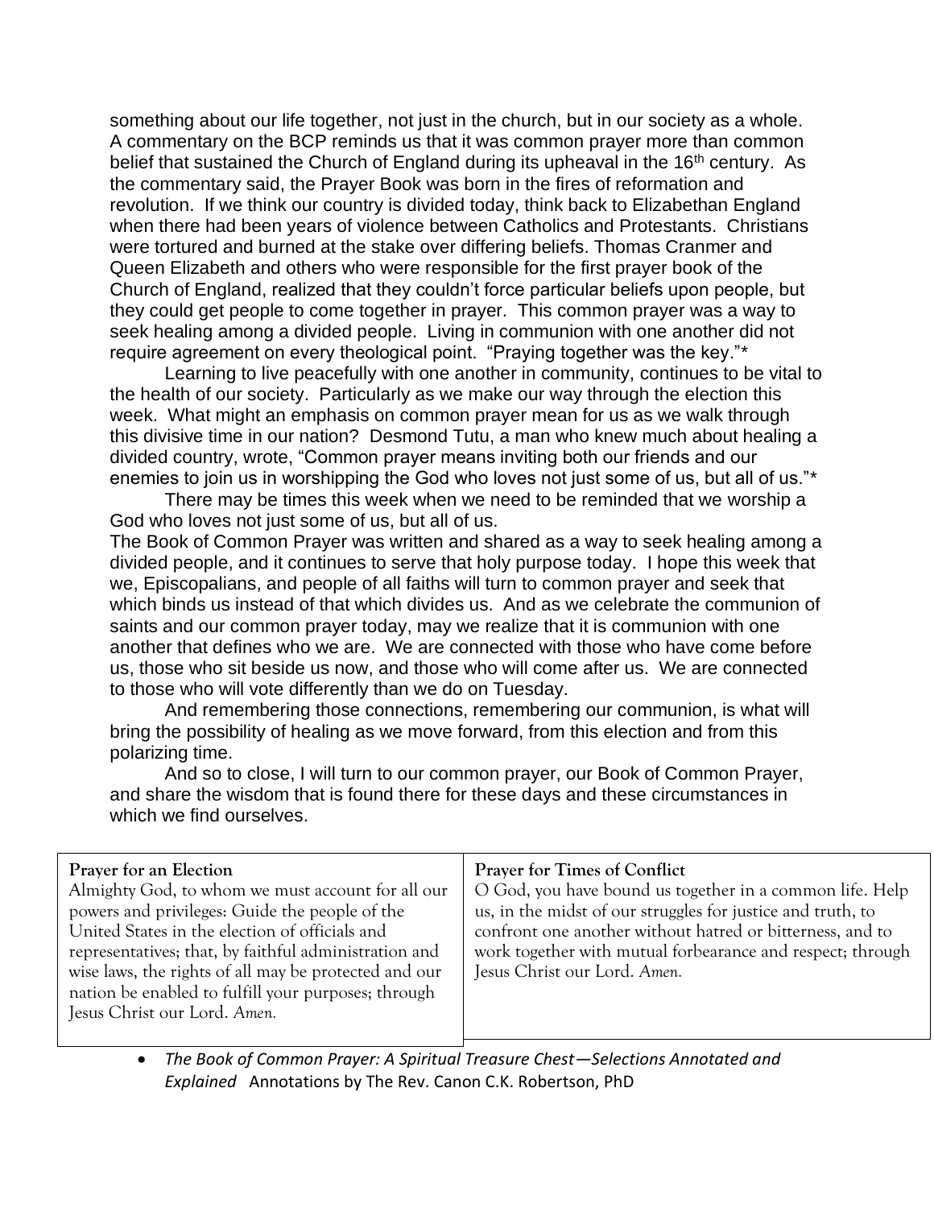something about our life together, not just in the church, but in our society as a whole. A commentary on the BCP reminds us that it was common prayer more than common belief that sustained the Church of England during its upheaval in the 16th century. As the commentary said, the Prayer Book was born in the fires of reformation and revolution. If we think our country is divided today, think back to Elizabethan England when there had been years of violence between Catholics and Protestants. Christians were tortured and burned at the stake over differing beliefs. Thomas Cranmer and Queen Elizabeth and others who were responsible for the first prayer book of the Church of England, realized that they couldn't force particular beliefs upon people, but they could get people to come together in prayer. This common prayer was a way to seek healing among a divided people. Living in communion with one another did not require agreement on every theological point. "Praying together was the key."*

Learning to live peacefully with one another in community, continues to be vital to the health of our society. Particularly as we make our way through the election this week. What might an emphasis on common prayer mean for us as we walk through this divisive time in our nation? Desmond Tutu, a man who knew much about healing a divided country, wrote, "Common prayer means inviting both our friends and our enemies to join us in worshipping the God who loves not just some of us, but all of us."*

There may be times this week when we need to be reminded that we worship a God who loves not just some of us, but all of us.

The Book of Common Prayer was written and shared as a way to seek healing among a divided people, and it continues to serve that holy purpose today. I hope this week that we, Episcopalians, and people of all faiths will turn to common prayer and seek that which binds us instead of that which divides us. And as we celebrate the communion of saints and our common prayer today, may we realize that it is communion with one another that defines who we are. We are connected with those who have come before us, those who sit beside us now, and those who will come after us. We are connected to those who will vote differently than we do on Tuesday.

And remembering those connections, remembering our communion, is what will bring the possibility of healing as we move forward, from this election and from this polarizing time.

And so to close, I will turn to our common prayer, our Book of Common Prayer, and share the wisdom that is found there for these days and these circumstances in which we find ourselves.

**Prayer for an Election**

Almighty God, to whom we must account for all our powers and privileges: Guide the people of the United States in the election of officials and representatives; that, by faithful administration and wise laws, the rights of all may be protected and our nation be enabled to fulfill your purposes; through Jesus Christ our Lord. *Amen.*

**Prayer for Times of Conflict**

O God, you have bound us together in a common life. Help us, in the midst of our struggles for justice and truth, to confront one another without hatred or bitterness, and to work together with mutual forbearance and respect; through Jesus Christ our Lord. *Amen.*

- *The Book of Common Prayer: A Spiritual Treasure Chest—Selections Annotated and Explained* Annotations by The Rev. Canon C.K. Robertson, PhD